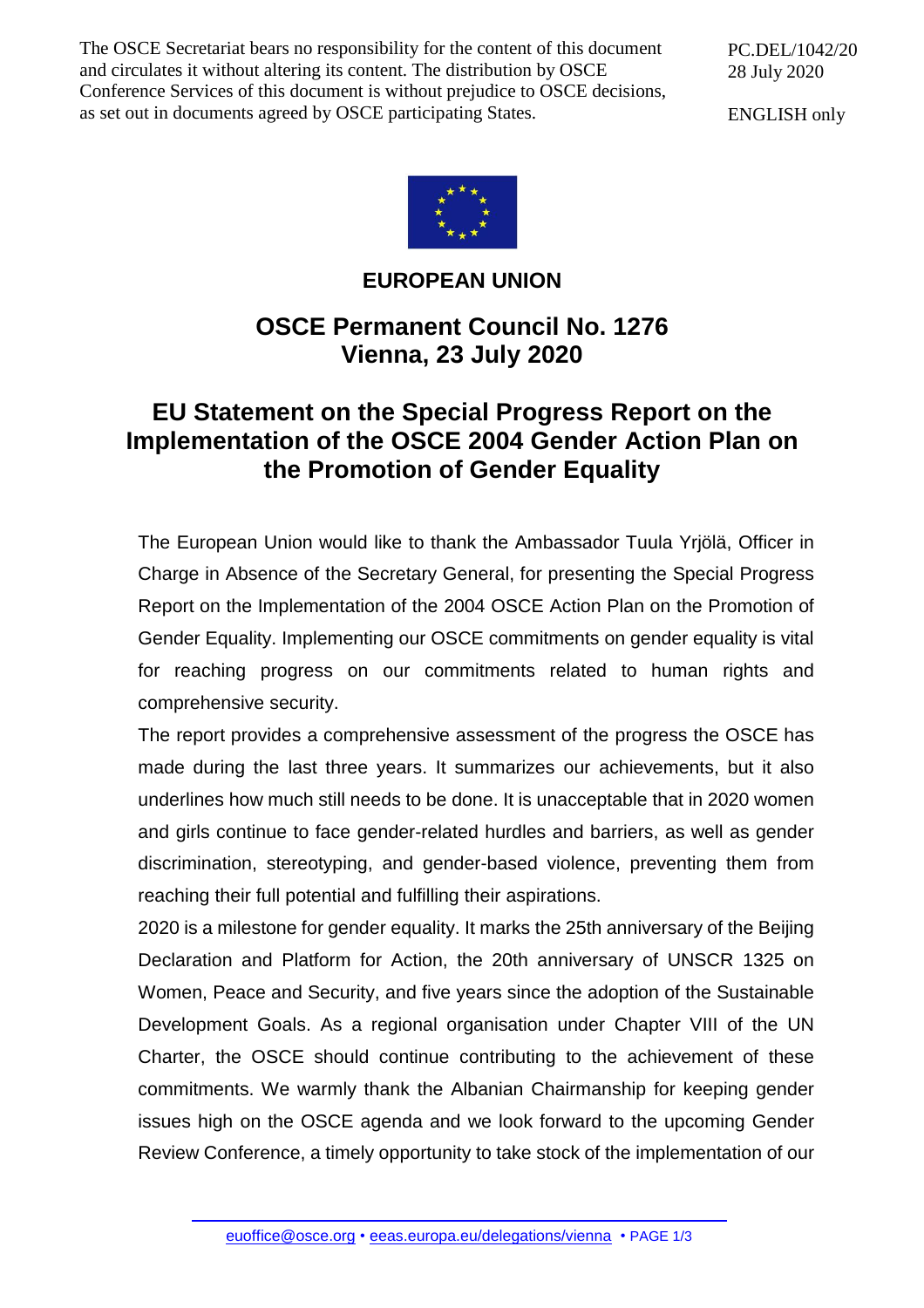The OSCE Secretariat bears no responsibility for the content of this document and circulates it without altering its content. The distribution by OSCE Conference Services of this document is without prejudice to OSCE decisions, as set out in documents agreed by OSCE participating States.

PC.DEL/1042/20
28 July 2020

ENGLISH only

**EUROPEAN UNION**

## OSCE Permanent Council No. 1276
## Vienna, 23 July 2020

# EU Statement on the Special Progress Report on the Implementation of the OSCE 2004 Gender Action Plan on the Promotion of Gender Equality

The European Union would like to thank the Ambassador Tuula Yrjölä, Officer in Charge in Absence of the Secretary General, for presenting the Special Progress Report on the Implementation of the 2004 OSCE Action Plan on the Promotion of Gender Equality. Implementing our OSCE commitments on gender equality is vital for reaching progress on our commitments related to human rights and comprehensive security.

The report provides a comprehensive assessment of the progress the OSCE has made during the last three years. It summarizes our achievements, but it also underlines how much still needs to be done. It is unacceptable that in 2020 women and girls continue to face gender-related hurdles and barriers, as well as gender discrimination, stereotyping, and gender-based violence, preventing them from reaching their full potential and fulfilling their aspirations.

2020 is a milestone for gender equality. It marks the 25th anniversary of the Beijing Declaration and Platform for Action, the 20th anniversary of UNSCR 1325 on Women, Peace and Security, and five years since the adoption of the Sustainable Development Goals. As a regional organisation under Chapter VIII of the UN Charter, the OSCE should continue contributing to the achievement of these commitments. We warmly thank the Albanian Chairmanship for keeping gender issues high on the OSCE agenda and we look forward to the upcoming Gender Review Conference, a timely opportunity to take stock of the implementation of our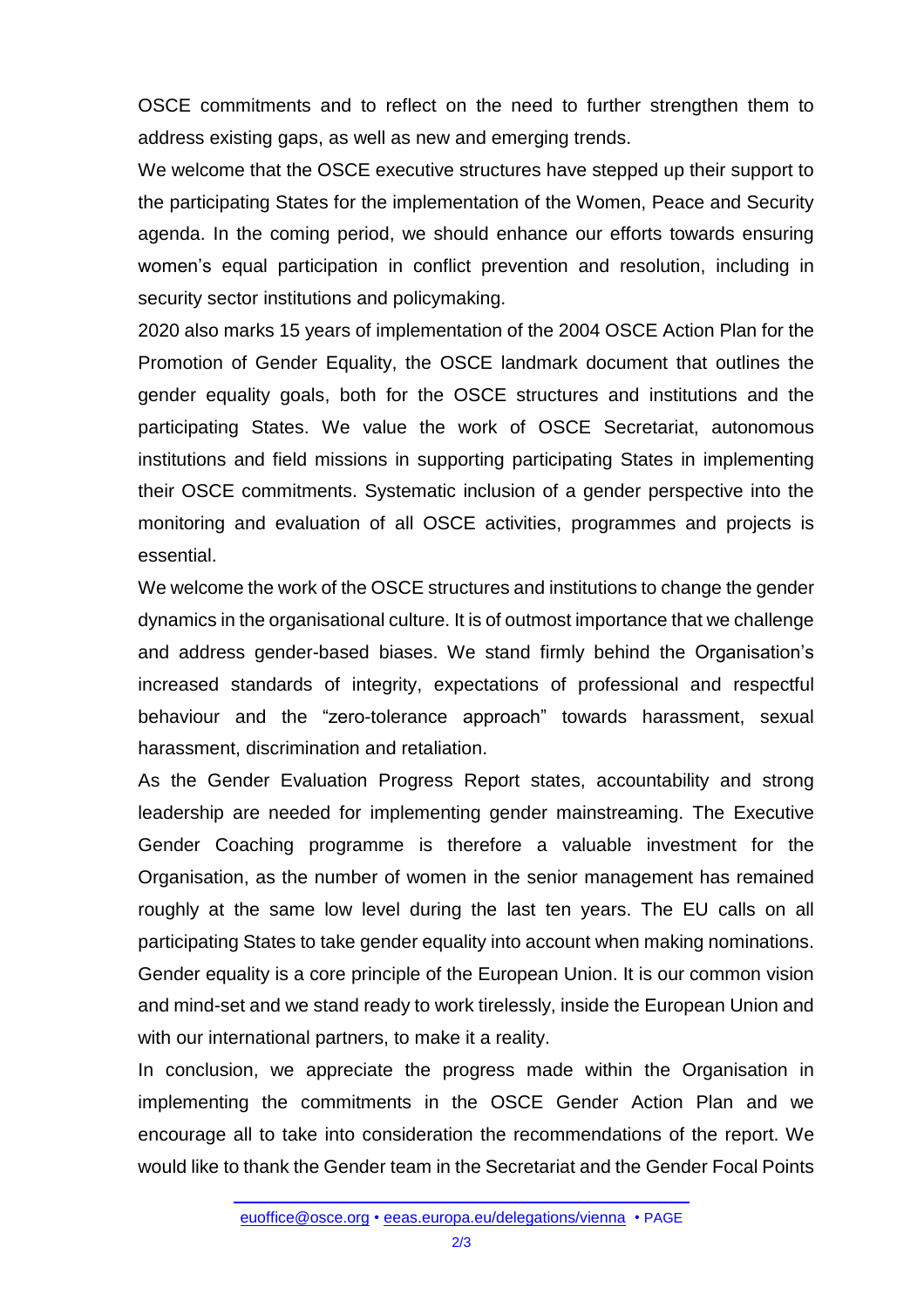OSCE commitments and to reflect on the need to further strengthen them to address existing gaps, as well as new and emerging trends.

We welcome that the OSCE executive structures have stepped up their support to the participating States for the implementation of the Women, Peace and Security agenda. In the coming period, we should enhance our efforts towards ensuring women's equal participation in conflict prevention and resolution, including in security sector institutions and policymaking.

2020 also marks 15 years of implementation of the 2004 OSCE Action Plan for the Promotion of Gender Equality, the OSCE landmark document that outlines the gender equality goals, both for the OSCE structures and institutions and the participating States. We value the work of OSCE Secretariat, autonomous institutions and field missions in supporting participating States in implementing their OSCE commitments. Systematic inclusion of a gender perspective into the monitoring and evaluation of all OSCE activities, programmes and projects is essential.

We welcome the work of the OSCE structures and institutions to change the gender dynamics in the organisational culture. It is of outmost importance that we challenge and address gender-based biases. We stand firmly behind the Organisation's increased standards of integrity, expectations of professional and respectful behaviour and the "zero-tolerance approach" towards harassment, sexual harassment, discrimination and retaliation.

As the Gender Evaluation Progress Report states, accountability and strong leadership are needed for implementing gender mainstreaming. The Executive Gender Coaching programme is therefore a valuable investment for the Organisation, as the number of women in the senior management has remained roughly at the same low level during the last ten years. The EU calls on all participating States to take gender equality into account when making nominations. Gender equality is a core principle of the European Union. It is our common vision and mind-set and we stand ready to work tirelessly, inside the European Union and with our international partners, to make it a reality.

In conclusion, we appreciate the progress made within the Organisation in implementing the commitments in the OSCE Gender Action Plan and we encourage all to take into consideration the recommendations of the report. We would like to thank the Gender team in the Secretariat and the Gender Focal Points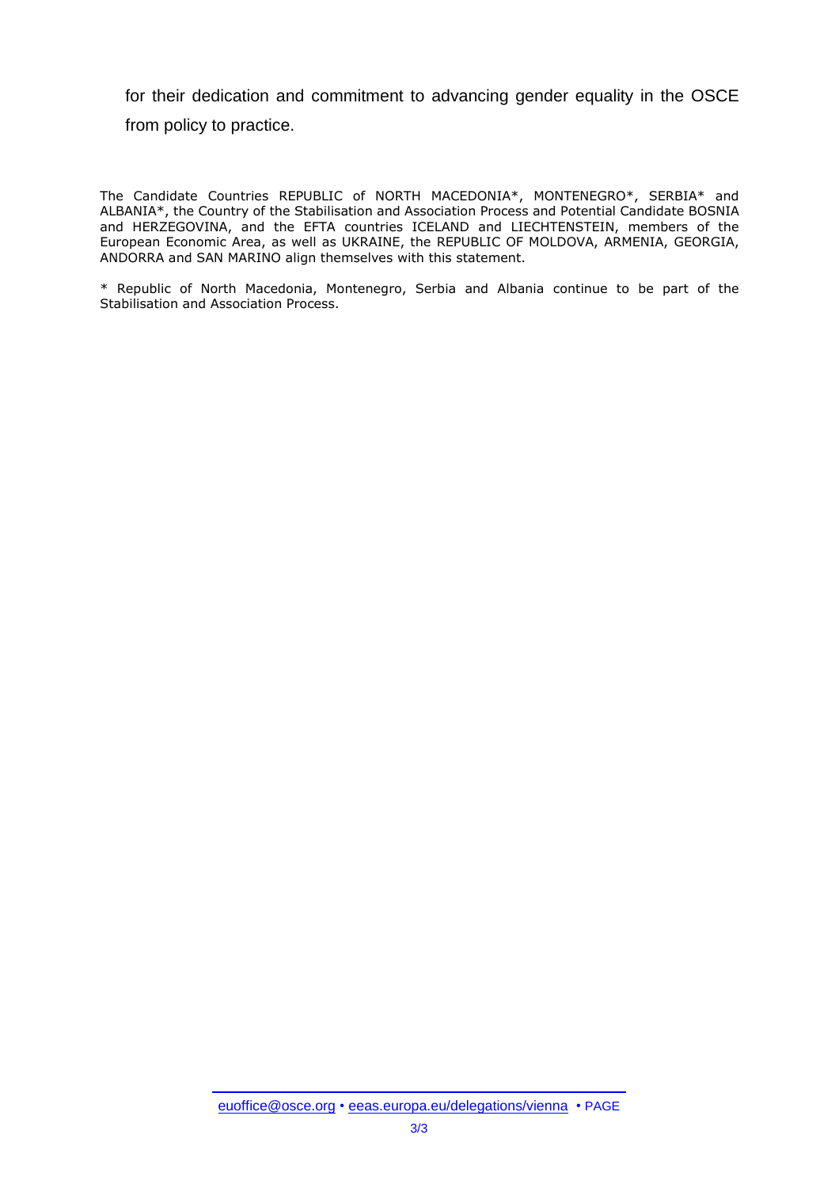for their dedication and commitment to advancing gender equality in the OSCE from policy to practice.

The Candidate Countries REPUBLIC of NORTH MACEDONIA*, MONTENEGRO*, SERBIA* and ALBANIA*, the Country of the Stabilisation and Association Process and Potential Candidate BOSNIA and HERZEGOVINA, and the EFTA countries ICELAND and LIECHTENSTEIN, members of the European Economic Area, as well as UKRAINE, the REPUBLIC OF MOLDOVA, ARMENIA, GEORGIA, ANDORRA and SAN MARINO align themselves with this statement.

* Republic of North Macedonia, Montenegro, Serbia and Albania continue to be part of the Stabilisation and Association Process.